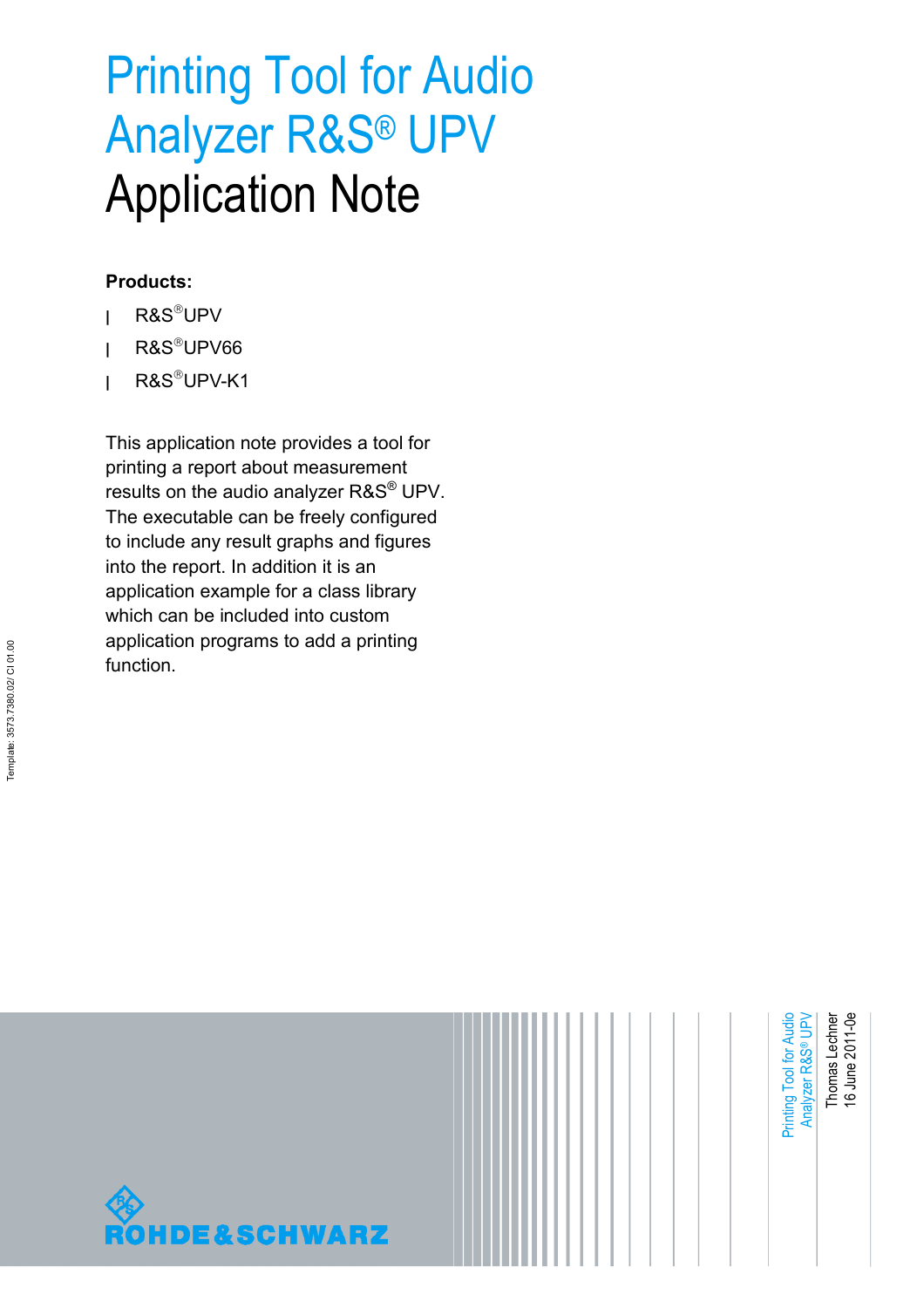# Printing Tool for Audio Analyzer R&S® UPV Application Note

**Products:**

- R&S®UPV
- R&S®UPV66
- R&S®UPV-K1

This application note provides a tool for printing a report about measurement results on the audio analyzer R&S® UPV. The executable can be freely configured to include any result graphs and figures into the report. In addition it is an application example for a class library which can be included into custom application programs to add a printing function.

Printing Tool for Audio Analyzer R&S® UPV

Thomas Lechner
16 June 2011-0e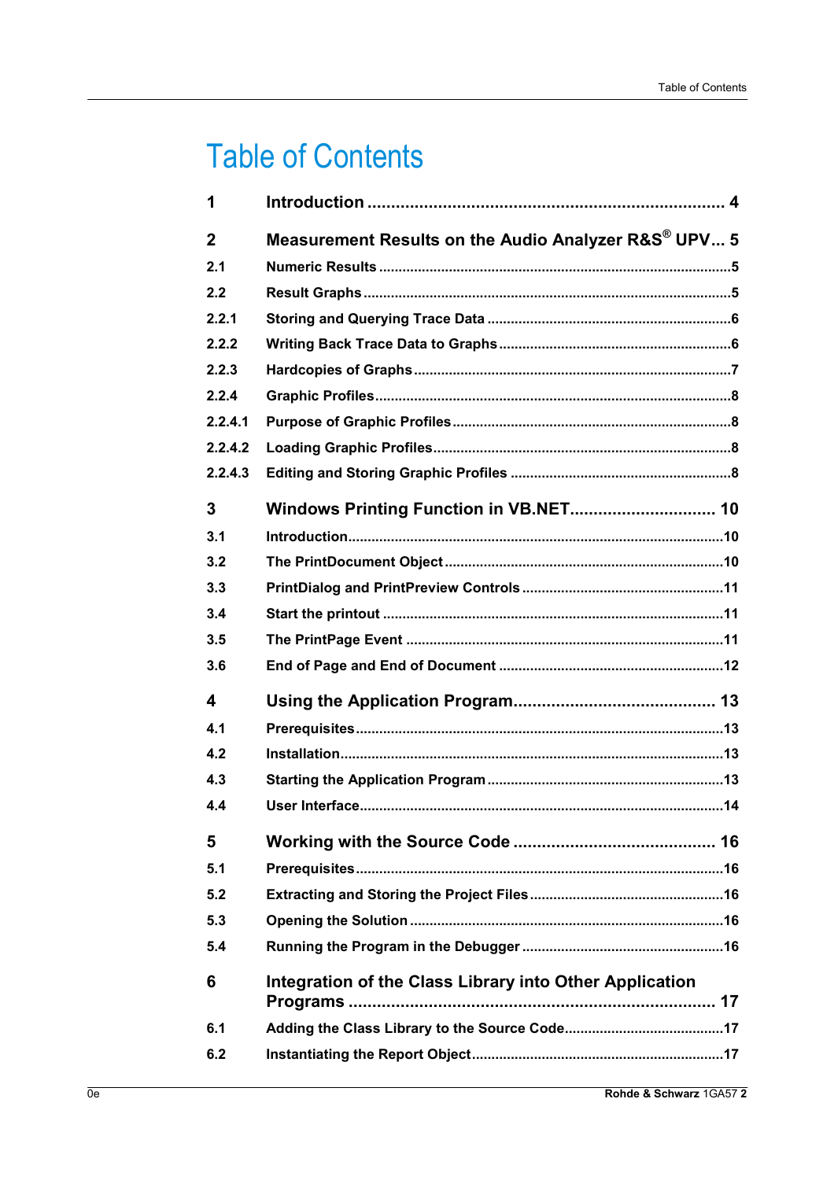# Table of Contents

| | | |
|---|---|---|
| **1** | **Introduction** | **4** |
| **2** | **Measurement Results on the Audio Analyzer R&S® UPV** | **5** |
| 2.1 | Numeric Results | 5 |
| 2.2 | Result Graphs | 5 |
| 2.2.1 | Storing and Querying Trace Data | 6 |
| 2.2.2 | Writing Back Trace Data to Graphs | 6 |
| 2.2.3 | Hardcopies of Graphs | 7 |
| 2.2.4 | Graphic Profiles | 8 |
| 2.2.4.1 | Purpose of Graphic Profiles | 8 |
| 2.2.4.2 | Loading Graphic Profiles | 8 |
| 2.2.4.3 | Editing and Storing Graphic Profiles | 8 |
| **3** | **Windows Printing Function in VB.NET** | **10** |
| 3.1 | Introduction | 10 |
| 3.2 | The PrintDocument Object | 10 |
| 3.3 | PrintDialog and PrintPreview Controls | 11 |
| 3.4 | Start the printout | 11 |
| 3.5 | The PrintPage Event | 11 |
| 3.6 | End of Page and End of Document | 12 |
| **4** | **Using the Application Program** | **13** |
| 4.1 | Prerequisites | 13 |
| 4.2 | Installation | 13 |
| 4.3 | Starting the Application Program | 13 |
| 4.4 | User Interface | 14 |
| **5** | **Working with the Source Code** | **16** |
| 5.1 | Prerequisites | 16 |
| 5.2 | Extracting and Storing the Project Files | 16 |
| 5.3 | Opening the Solution | 16 |
| 5.4 | Running the Program in the Debugger | 16 |
| **6** | **Integration of the Class Library into Other Application Programs** | **17** |
| 6.1 | Adding the Class Library to the Source Code | 17 |
| 6.2 | Instantiating the Report Object | 17 |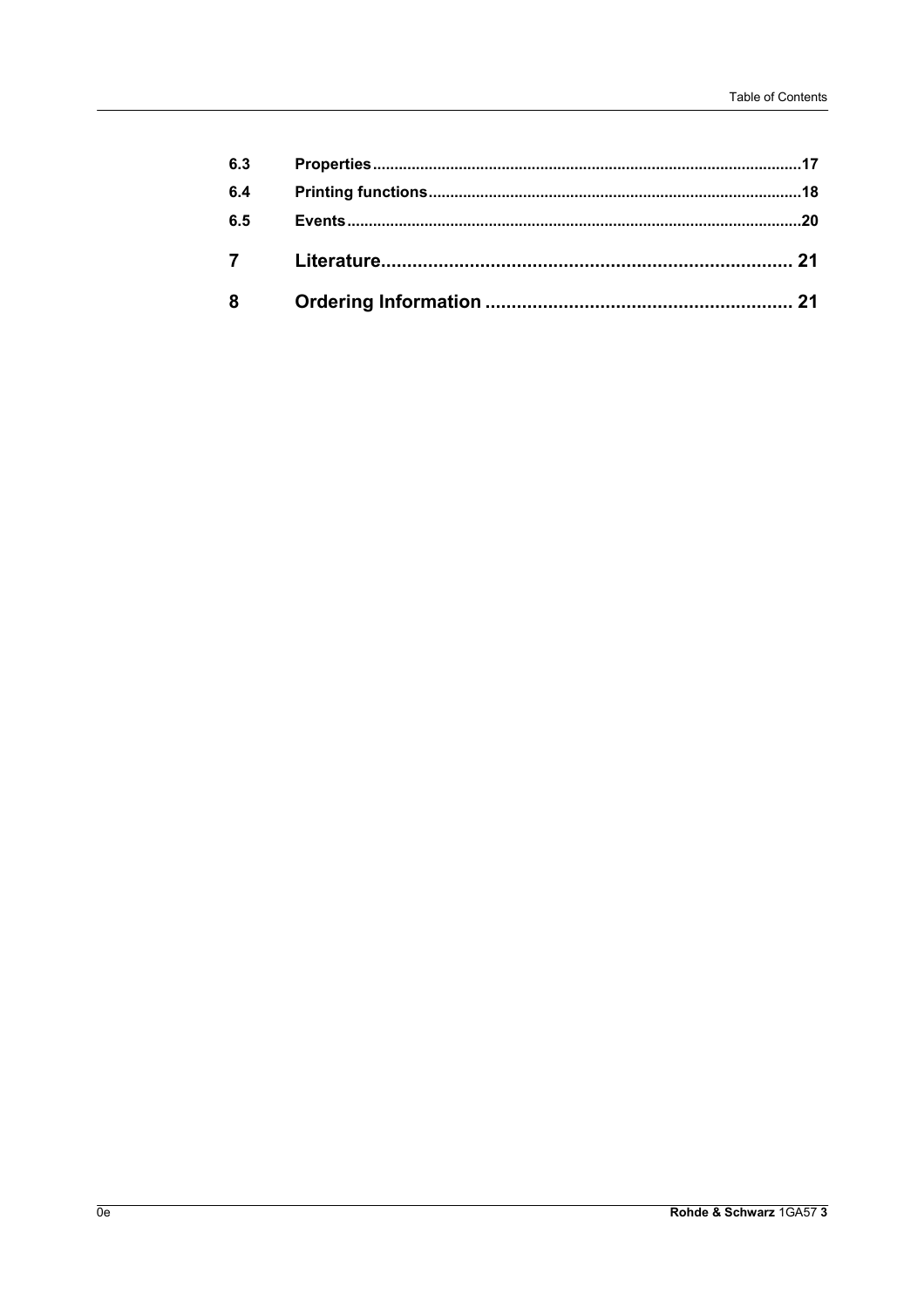| | | |
|---|---|---|
| 6.3 | **Properties** | 17 |
| 6.4 | **Printing functions** | 18 |
| 6.5 | **Events** | 20 |
| **7** | **Literature** | **21** |
| **8** | **Ordering Information** | **21** |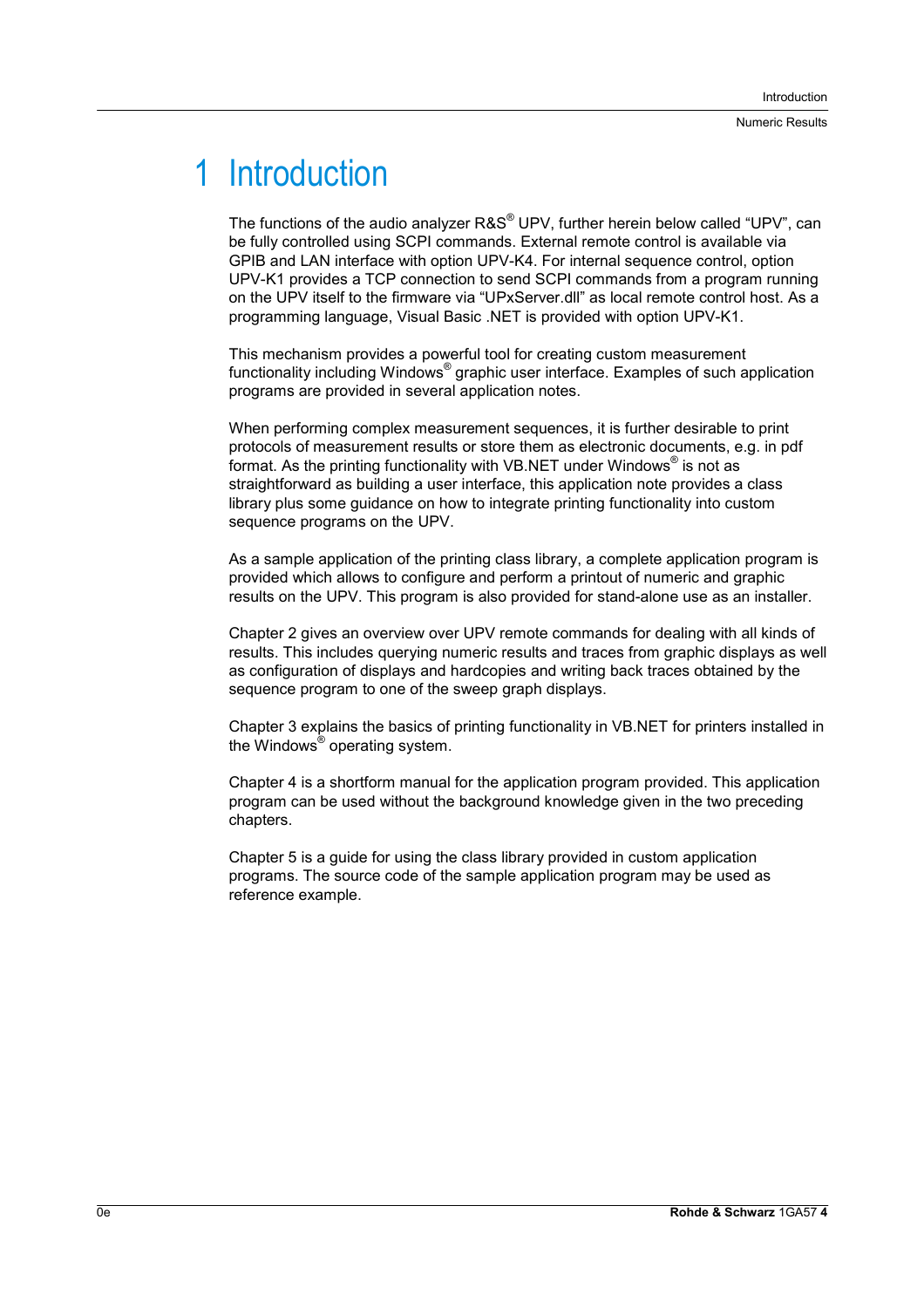# 1 Introduction

The functions of the audio analyzer R&S® UPV, further herein below called "UPV", can be fully controlled using SCPI commands. External remote control is available via GPIB and LAN interface with option UPV-K4. For internal sequence control, option UPV-K1 provides a TCP connection to send SCPI commands from a program running on the UPV itself to the firmware via "UPxServer.dll" as local remote control host. As a programming language, Visual Basic .NET is provided with option UPV-K1.

This mechanism provides a powerful tool for creating custom measurement functionality including Windows® graphic user interface. Examples of such application programs are provided in several application notes.

When performing complex measurement sequences, it is further desirable to print protocols of measurement results or store them as electronic documents, e.g. in pdf format. As the printing functionality with VB.NET under Windows® is not as straightforward as building a user interface, this application note provides a class library plus some guidance on how to integrate printing functionality into custom sequence programs on the UPV.

As a sample application of the printing class library, a complete application program is provided which allows to configure and perform a printout of numeric and graphic results on the UPV. This program is also provided for stand-alone use as an installer.

Chapter 2 gives an overview over UPV remote commands for dealing with all kinds of results. This includes querying numeric results and traces from graphic displays as well as configuration of displays and hardcopies and writing back traces obtained by the sequence program to one of the sweep graph displays.

Chapter 3 explains the basics of printing functionality in VB.NET for printers installed in the Windows® operating system.

Chapter 4 is a shortform manual for the application program provided. This application program can be used without the background knowledge given in the two preceding chapters.

Chapter 5 is a guide for using the class library provided in custom application programs. The source code of the sample application program may be used as reference example.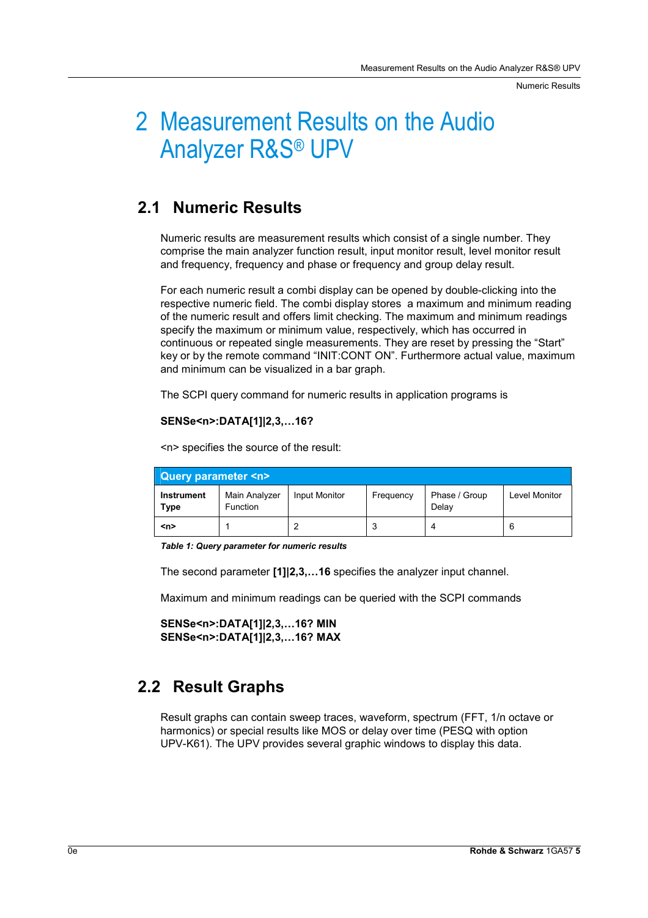# 2 Measurement Results on the Audio Analyzer R&S® UPV

## 2.1 Numeric Results

Numeric results are measurement results which consist of a single number. They comprise the main analyzer function result, input monitor result, level monitor result and frequency, frequency and phase or frequency and group delay result.

For each numeric result a combi display can be opened by double-clicking into the respective numeric field. The combi display stores a maximum and minimum reading of the numeric result and offers limit checking. The maximum and minimum readings specify the maximum or minimum value, respectively, which has occurred in continuous or repeated single measurements. They are reset by pressing the "Start" key or by the remote command "INIT:CONT ON". Furthermore actual value, maximum and minimum can be visualized in a bar graph.

The SCPI query command for numeric results in application programs is

**SENSe<n>:DATA[1]|2,3,…16?**

<n> specifies the source of the result:

| Query parameter <n> | | | | | |
|---|---|---|---|---|---|
| **Instrument Type** | Main Analyzer Function | Input Monitor | Frequency | Phase / Group Delay | Level Monitor |
| **<n>** | 1 | 2 | 3 | 4 | 6 |

***Table 1: Query parameter for numeric results***

The second parameter **[1]|2,3,…16** specifies the analyzer input channel.

Maximum and minimum readings can be queried with the SCPI commands

**SENSe<n>:DATA[1]|2,3,…16? MIN**
**SENSe<n>:DATA[1]|2,3,…16? MAX**

## 2.2 Result Graphs

Result graphs can contain sweep traces, waveform, spectrum (FFT, 1/n octave or harmonics) or special results like MOS or delay over time (PESQ with option UPV-K61). The UPV provides several graphic windows to display this data.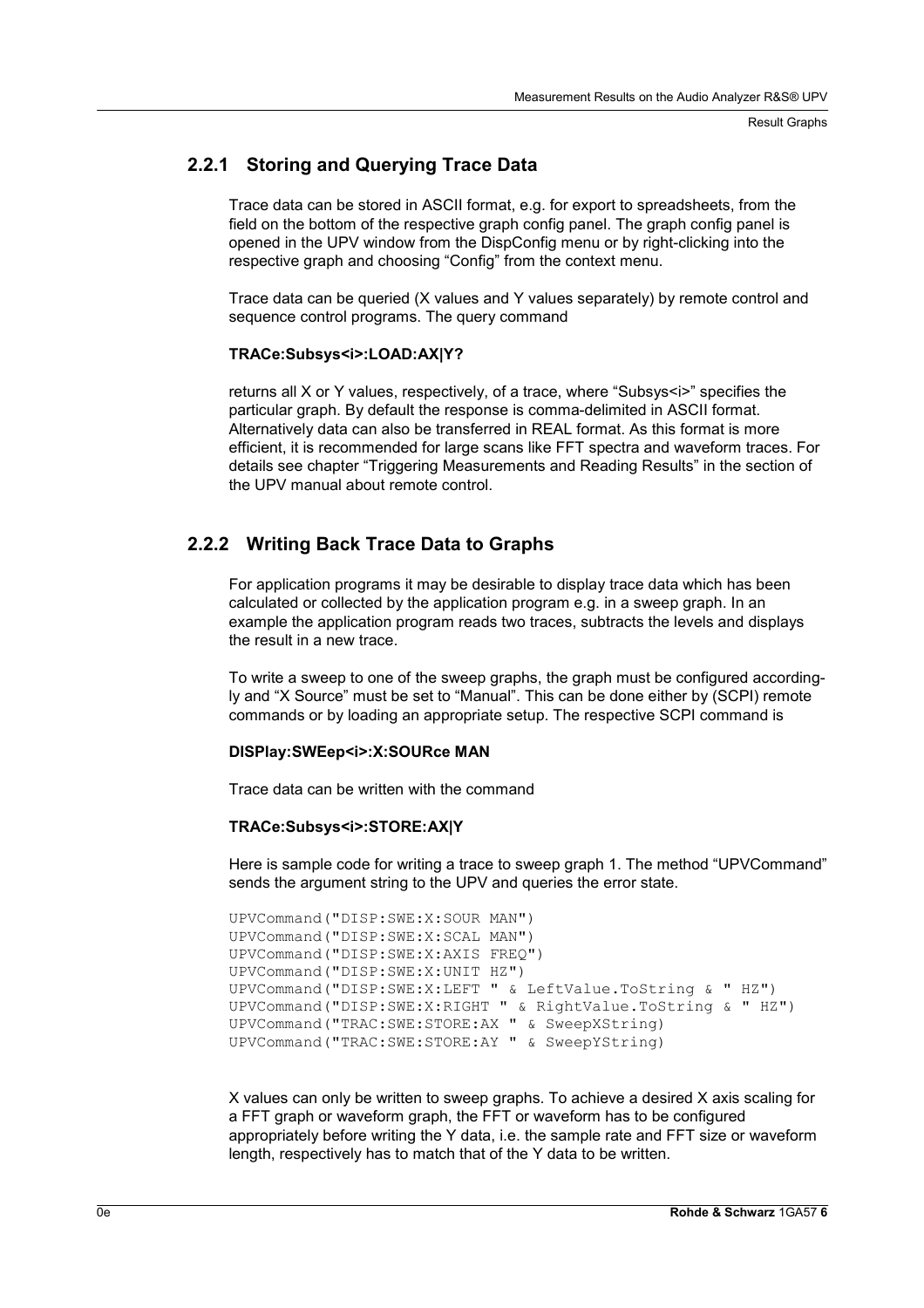### 2.2.1 Storing and Querying Trace Data

Trace data can be stored in ASCII format, e.g. for export to spreadsheets, from the field on the bottom of the respective graph config panel. The graph config panel is opened in the UPV window from the DispConfig menu or by right-clicking into the respective graph and choosing "Config" from the context menu.

Trace data can be queried (X values and Y values separately) by remote control and sequence control programs. The query command

**TRACe:Subsys<i>:LOAD:AX|Y?**

returns all X or Y values, respectively, of a trace, where "Subsys<i>" specifies the particular graph. By default the response is comma-delimited in ASCII format. Alternatively data can also be transferred in REAL format. As this format is more efficient, it is recommended for large scans like FFT spectra and waveform traces. For details see chapter "Triggering Measurements and Reading Results" in the section of the UPV manual about remote control.

### 2.2.2 Writing Back Trace Data to Graphs

For application programs it may be desirable to display trace data which has been calculated or collected by the application program e.g. in a sweep graph. In an example the application program reads two traces, subtracts the levels and displays the result in a new trace.

To write a sweep to one of the sweep graphs, the graph must be configured accordingly and "X Source" must be set to "Manual". This can be done either by (SCPI) remote commands or by loading an appropriate setup. The respective SCPI command is

**DISPlay:SWEep<i>:X:SOURce MAN**

Trace data can be written with the command

**TRACe:Subsys<i>:STORE:AX|Y**

Here is sample code for writing a trace to sweep graph 1. The method "UPVCommand" sends the argument string to the UPV and queries the error state.

```
UPVCommand("DISP:SWE:X:SOUR MAN")
UPVCommand("DISP:SWE:X:SCAL MAN")
UPVCommand("DISP:SWE:X:AXIS FREQ")
UPVCommand("DISP:SWE:X:UNIT HZ")
UPVCommand("DISP:SWE:X:LEFT " & LeftValue.ToString & " HZ")
UPVCommand("DISP:SWE:X:RIGHT " & RightValue.ToString & " HZ")
UPVCommand("TRAC:SWE:STORE:AX " & SweepXString)
UPVCommand("TRAC:SWE:STORE:AY " & SweepYString)
```

X values can only be written to sweep graphs. To achieve a desired X axis scaling for a FFT graph or waveform graph, the FFT or waveform has to be configured appropriately before writing the Y data, i.e. the sample rate and FFT size or waveform length, respectively has to match that of the Y data to be written.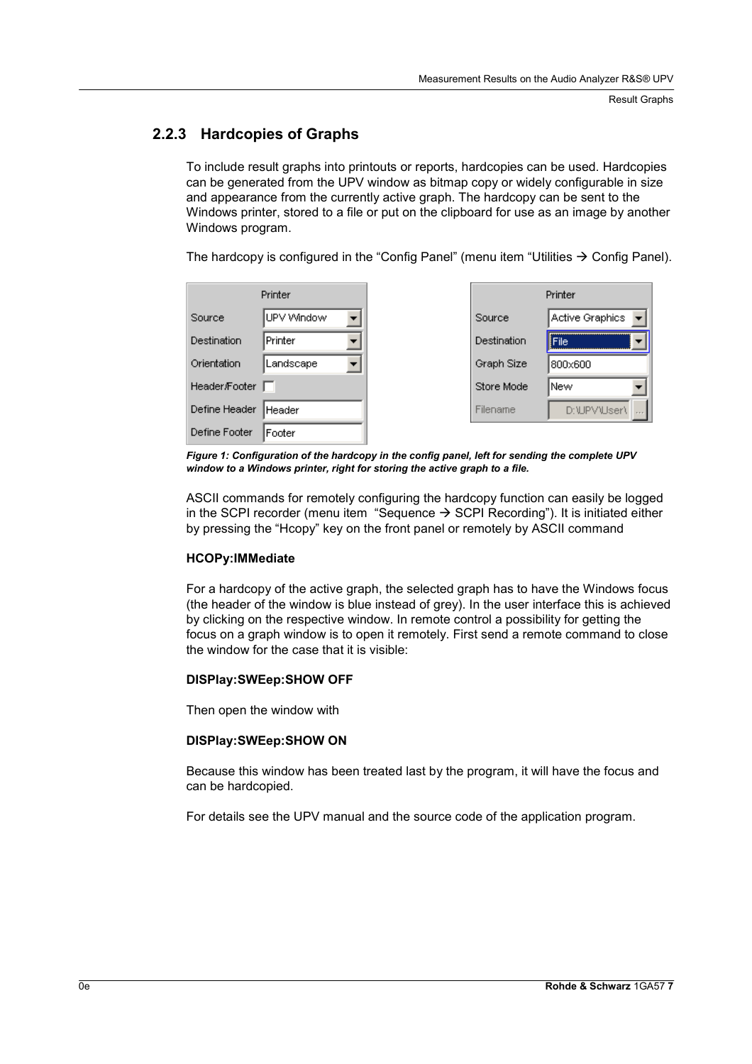### 2.2.3 Hardcopies of Graphs

To include result graphs into printouts or reports, hardcopies can be used. Hardcopies can be generated from the UPV window as bitmap copy or widely configurable in size and appearance from the currently active graph. The hardcopy can be sent to the Windows printer, stored to a file or put on the clipboard for use as an image by another Windows program.

The hardcopy is configured in the “Config Panel” (menu item “Utilities → Config Panel).

| Printer | |
|---|---|
| Source | UPV Window |
| Destination | Printer |
| Orientation | Landscape |
| Header/Footer | ☐ |
| Define Header | Header |
| Define Footer | Footer |

| Printer | |
|---|---|
| Source | Active Graphics |
| Destination | File |
| Graph Size | 800x600 |
| Store Mode | New |
| Filename | D:\UPV\User\ |

*Figure 1: Configuration of the hardcopy in the config panel, left for sending the complete UPV window to a Windows printer, right for storing the active graph to a file.*

ASCII commands for remotely configuring the hardcopy function can easily be logged in the SCPI recorder (menu item “Sequence → SCPI Recording”). It is initiated either by pressing the “Hcopy” key on the front panel or remotely by ASCII command

**HCOPy:IMMediate**

For a hardcopy of the active graph, the selected graph has to have the Windows focus (the header of the window is blue instead of grey). In the user interface this is achieved by clicking on the respective window. In remote control a possibility for getting the focus on a graph window is to open it remotely. First send a remote command to close the window for the case that it is visible:

**DISPlay:SWEep:SHOW OFF**

Then open the window with

**DISPlay:SWEep:SHOW ON**

Because this window has been treated last by the program, it will have the focus and can be hardcopied.

For details see the UPV manual and the source code of the application program.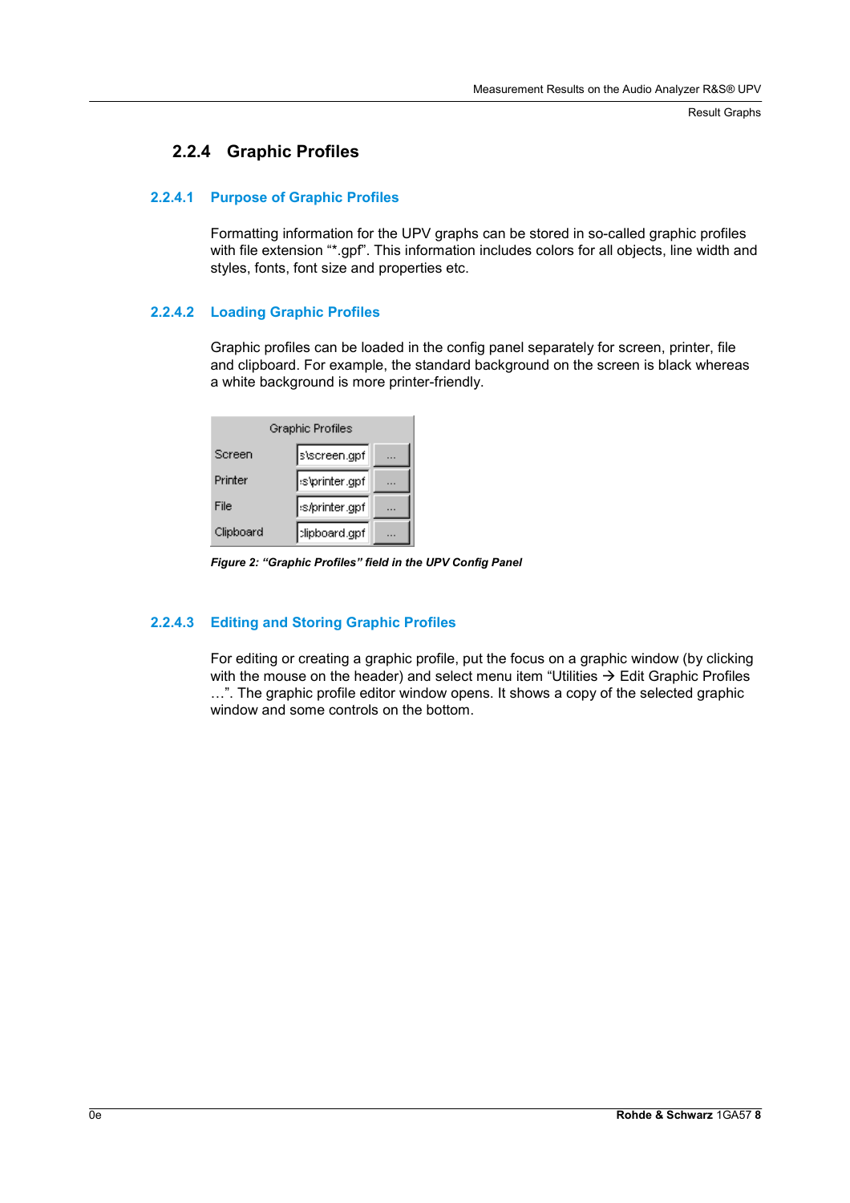## 2.2.4 Graphic Profiles

### 2.2.4.1 Purpose of Graphic Profiles

Formatting information for the UPV graphs can be stored in so-called graphic profiles with file extension "*.gpf". This information includes colors for all objects, line width and styles, fonts, font size and properties etc.

### 2.2.4.2 Loading Graphic Profiles

Graphic profiles can be loaded in the config panel separately for screen, printer, file and clipboard. For example, the standard background on the screen is black whereas a white background is more printer-friendly.

| Graphic Profiles | | |
|---|---|---|
| Screen | s\screen.gpf | ... |
| Printer | :s\printer.gpf | ... |
| File | :s/printer.gpf | ... |
| Clipboard | :lipboard.gpf | ... |

*Figure 2: "Graphic Profiles" field in the UPV Config Panel*

### 2.2.4.3 Editing and Storing Graphic Profiles

For editing or creating a graphic profile, put the focus on a graphic window (by clicking with the mouse on the header) and select menu item "Utilities → Edit Graphic Profiles …". The graphic profile editor window opens. It shows a copy of the selected graphic window and some controls on the bottom.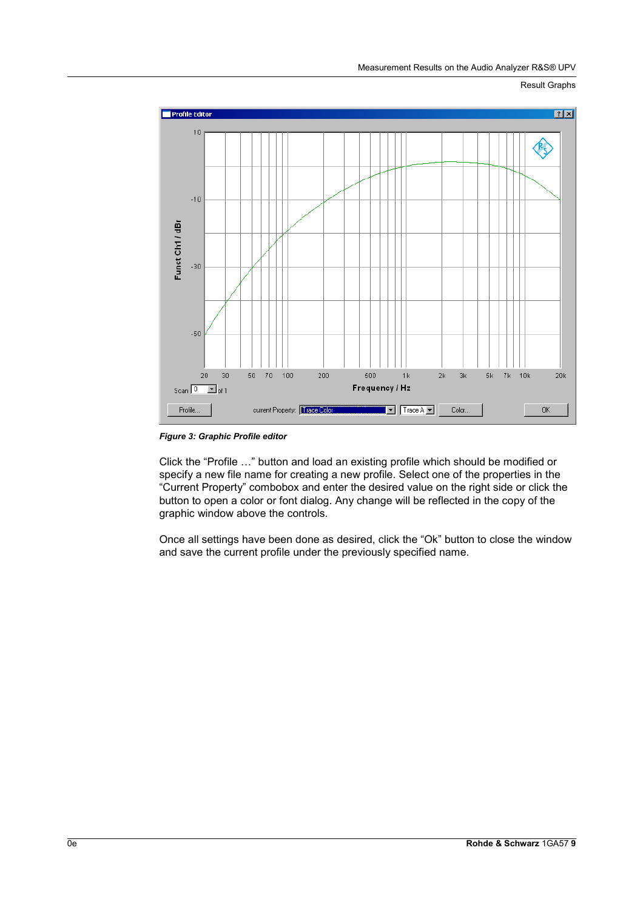*Figure 3: Graphic Profile editor*

Click the "Profile …" button and load an existing profile which should be modified or specify a new file name for creating a new profile. Select one of the properties in the "Current Property" combobox and enter the desired value on the right side or click the button to open a color or font dialog. Any change will be reflected in the copy of the graphic window above the controls.

Once all settings have been done as desired, click the "Ok" button to close the window and save the current profile under the previously specified name.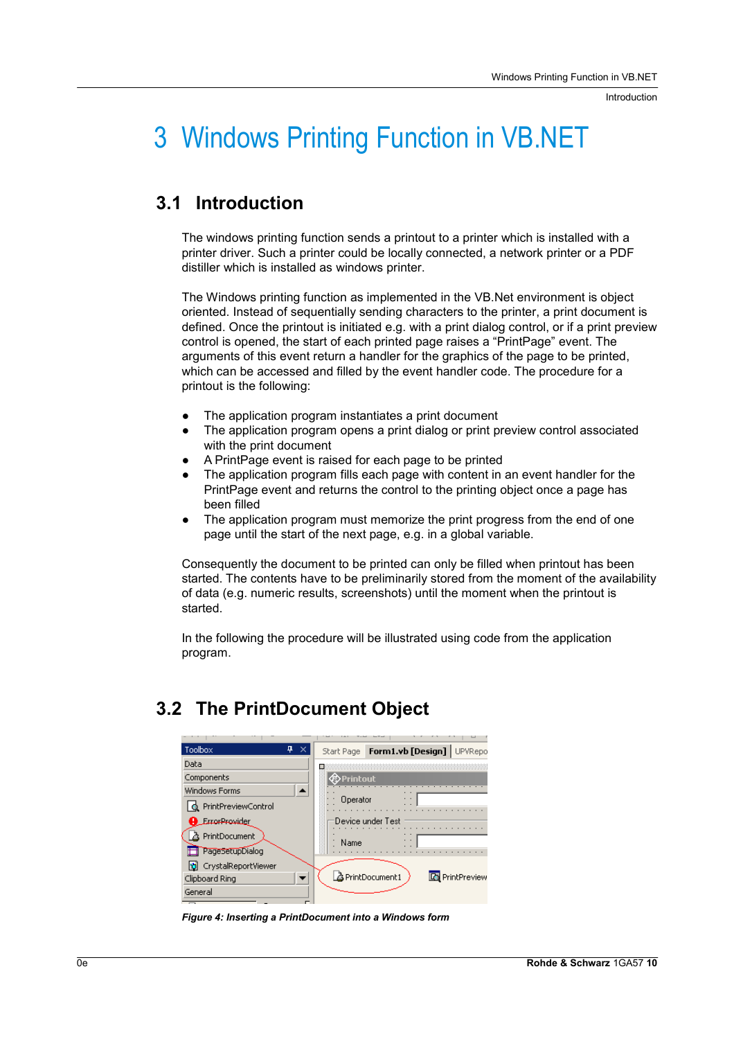# 3 Windows Printing Function in VB.NET

## 3.1 Introduction

The windows printing function sends a printout to a printer which is installed with a printer driver. Such a printer could be locally connected, a network printer or a PDF distiller which is installed as windows printer.

The Windows printing function as implemented in the VB.Net environment is object oriented. Instead of sequentially sending characters to the printer, a print document is defined. Once the printout is initiated e.g. with a print dialog control, or if a print preview control is opened, the start of each printed page raises a “PrintPage” event. The arguments of this event return a handler for the graphics of the page to be printed, which can be accessed and filled by the event handler code. The procedure for a printout is the following:

- The application program instantiates a print document
- The application program opens a print dialog or print preview control associated with the print document
- A PrintPage event is raised for each page to be printed
- The application program fills each page with content in an event handler for the PrintPage event and returns the control to the printing object once a page has been filled
- The application program must memorize the print progress from the end of one page until the start of the next page, e.g. in a global variable.

Consequently the document to be printed can only be filled when printout has been started. The contents have to be preliminarily stored from the moment of the availability of data (e.g. numeric results, screenshots) until the moment when the printout is started.

In the following the procedure will be illustrated using code from the application program.

## 3.2 The PrintDocument Object

*Figure 4: Inserting a PrintDocument into a Windows form*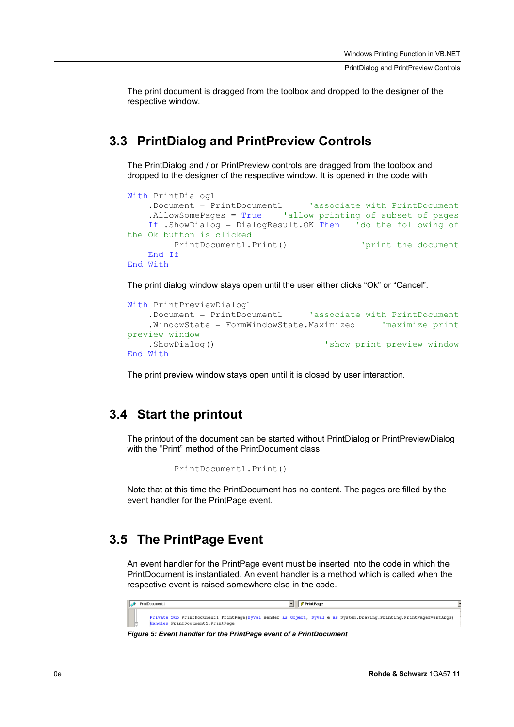The print document is dragged from the toolbox and dropped to the designer of the respective window.

## 3.3 PrintDialog and PrintPreview Controls

The PrintDialog and / or PrintPreview controls are dragged from the toolbox and dropped to the designer of the respective window. It is opened in the code with

```
With PrintDialog1
    .Document = PrintDocument1      'associate with PrintDocument
    .AllowSomePages = True     'allow printing of subset of pages
    If .ShowDialog = DialogResult.OK Then    'do the following of
the Ok button is clicked
         PrintDocument1.Print()               'print the document
    End If
End With
```

The print dialog window stays open until the user either clicks “Ok” or “Cancel”.

```
With PrintPreviewDialog1
    .Document = PrintDocument1      'associate with PrintDocument
    .WindowState = FormWindowState.Maximized     'maximize print
preview window
    .ShowDialog()                          'show print preview window
End With
```

The print preview window stays open until it is closed by user interaction.

## 3.4 Start the printout

The printout of the document can be started without PrintDialog or PrintPreviewDialog with the “Print” method of the PrintDocument class:

```
         PrintDocument1.Print()
```

Note that at this time the PrintDocument has no content. The pages are filled by the event handler for the PrintPage event.

## 3.5 The PrintPage Event

An event handler for the PrintPage event must be inserted into the code in which the PrintDocument is instantiated. An event handler is a method which is called when the respective event is raised somewhere else in the code.

```
Private Sub PrintDocument1_PrintPage(ByVal sender As Object, ByVal e As System.Drawing.Printing.PrintPageEventArgs)
Handles PrintDocument1.PrintPage
```

*Figure 5: Event handler for the PrintPage event of a PrintDocument*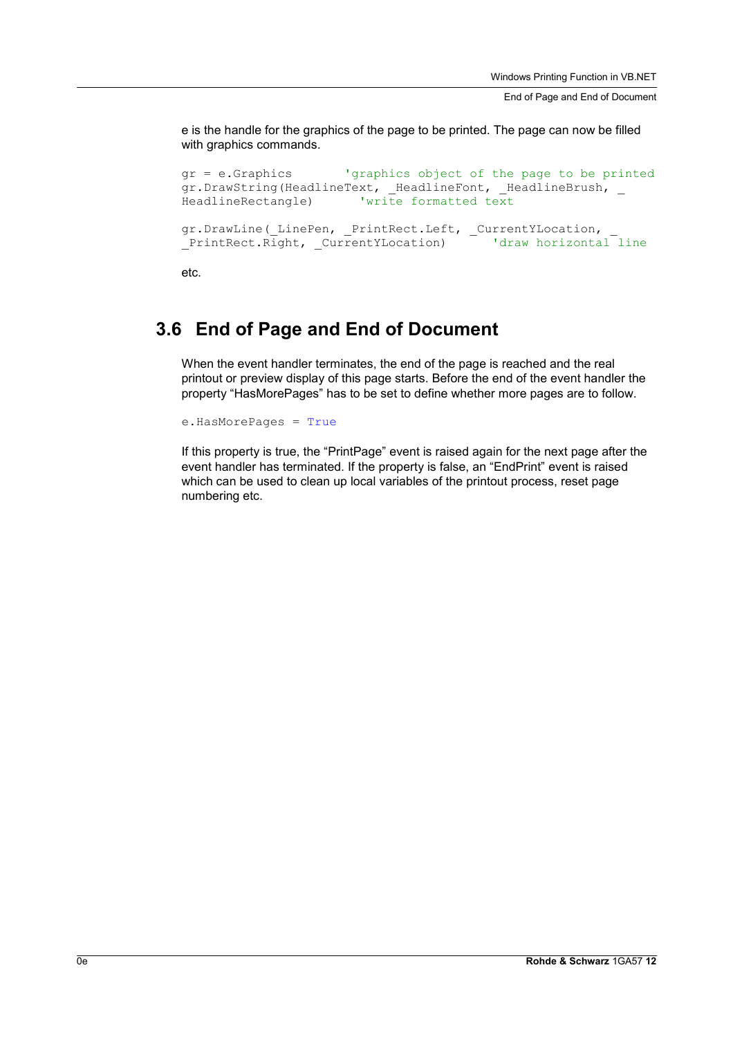e is the handle for the graphics of the page to be printed. The page can now be filled with graphics commands.

```
gr = e.Graphics        'graphics object of the page to be printed
gr.DrawString(HeadlineText, _HeadlineFont, _HeadlineBrush, _
HeadlineRectangle)       'write formatted text

gr.DrawLine(_LinePen, _PrintRect.Left, _CurrentYLocation, _
_PrintRect.Right, _CurrentYLocation)       'draw horizontal line
```

etc.

## 3.6 End of Page and End of Document

When the event handler terminates, the end of the page is reached and the real printout or preview display of this page starts. Before the end of the event handler the property “HasMorePages” has to be set to define whether more pages are to follow.

```
e.HasMorePages = True
```

If this property is true, the “PrintPage” event is raised again for the next page after the event handler has terminated. If the property is false, an “EndPrint” event is raised which can be used to clean up local variables of the printout process, reset page numbering etc.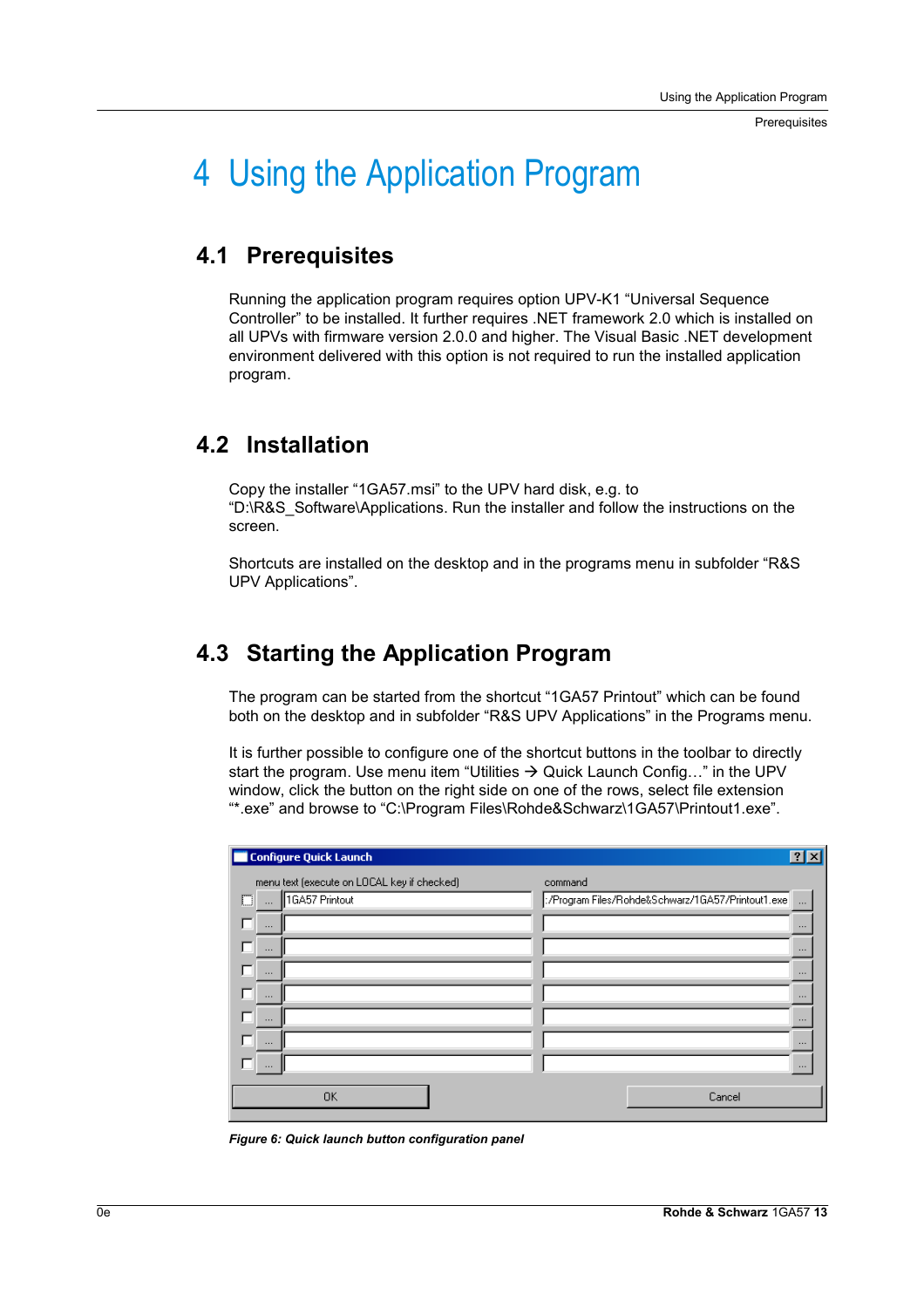# 4 Using the Application Program

## 4.1 Prerequisites

Running the application program requires option UPV-K1 “Universal Sequence Controller” to be installed. It further requires .NET framework 2.0 which is installed on all UPVs with firmware version 2.0.0 and higher. The Visual Basic .NET development environment delivered with this option is not required to run the installed application program.

## 4.2 Installation

Copy the installer “1GA57.msi” to the UPV hard disk, e.g. to “D:\R&S_Software\Applications. Run the installer and follow the instructions on the screen.

Shortcuts are installed on the desktop and in the programs menu in subfolder “R&S UPV Applications”.

## 4.3 Starting the Application Program

The program can be started from the shortcut “1GA57 Printout” which can be found both on the desktop and in subfolder “R&S UPV Applications” in the Programs menu.

It is further possible to configure one of the shortcut buttons in the toolbar to directly start the program. Use menu item “Utilities → Quick Launch Config…” in the UPV window, click the button on the right side on one of the rows, select file extension “*.exe” and browse to “C:\Program Files\Rohde&Schwarz\1GA57\Printout1.exe”.

**Configure Quick Launch**

| menu text (execute on LOCAL key if checked) | command |
|---|---|
| 1GA57 Printout | :/Program Files/Rohde&Schwarz/1GA57/Printout1.exe |
| | |
| | |
| | |
| | |
| | |
| | |
| | |

OK    Cancel

*Figure 6: Quick launch button configuration panel*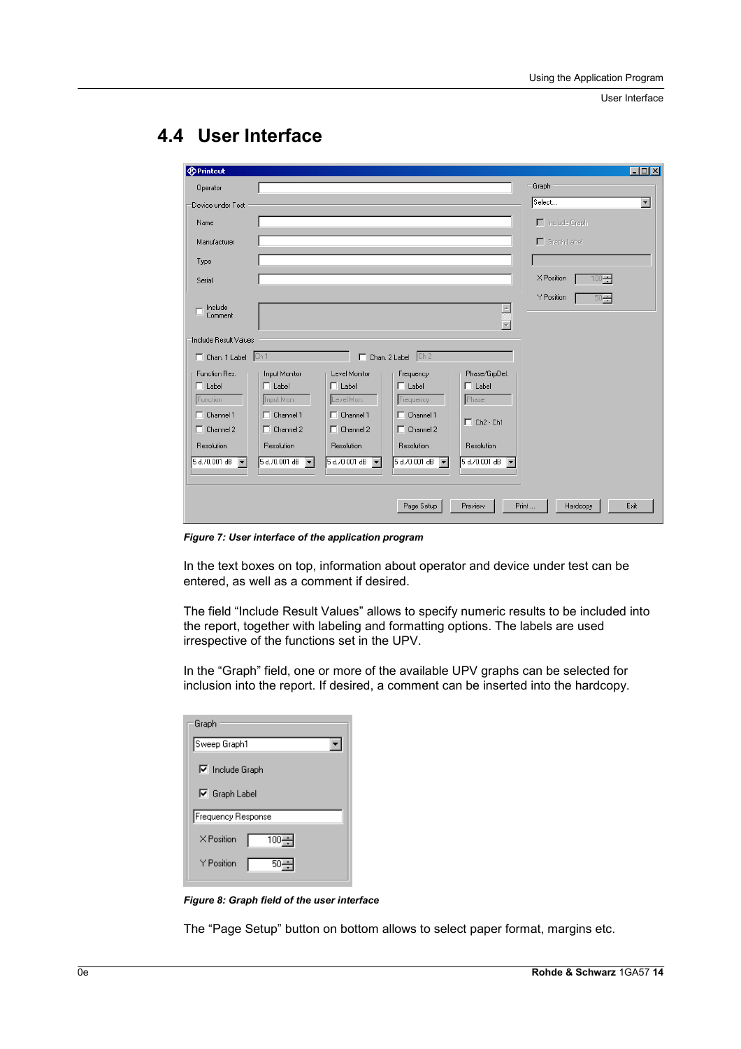## 4.4 User Interface

*Figure 7: User interface of the application program*

In the text boxes on top, information about operator and device under test can be entered, as well as a comment if desired.

The field “Include Result Values” allows to specify numeric results to be included into the report, together with labeling and formatting options. The labels are used irrespective of the functions set in the UPV.

In the “Graph” field, one or more of the available UPV graphs can be selected for inclusion into the report. If desired, a comment can be inserted into the hardcopy.

*Figure 8: Graph field of the user interface*

The “Page Setup” button on bottom allows to select paper format, margins etc.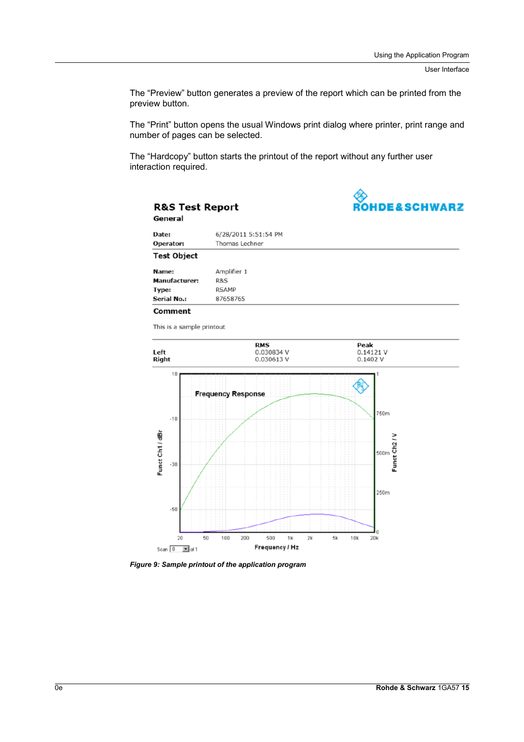The “Preview” button generates a preview of the report which can be printed from the preview button.

The “Print” button opens the usual Windows print dialog where printer, print range and number of pages can be selected.

The “Hardcopy” button starts the printout of the report without any further user interaction required.

**R&S Test Report**

**General**

| | |
|---|---|
| **Date:** | 6/28/2011 5:51:54 PM |
| **Operator:** | Thomas Lechner |

**Test Object**

| | |
|---|---|
| **Name:** | Amplifier 1 |
| **Manufacturer:** | R&S |
| **Type:** | RSAMP |
| **Serial No.:** | 87658765 |

**Comment**

This is a sample printout

| | RMS | Peak |
|---|---|---|
| **Left** | 0.030834 V | 0.14121 V |
| **Right** | 0.030613 V | 0.1402 V |

*Figure 9: Sample printout of the application program*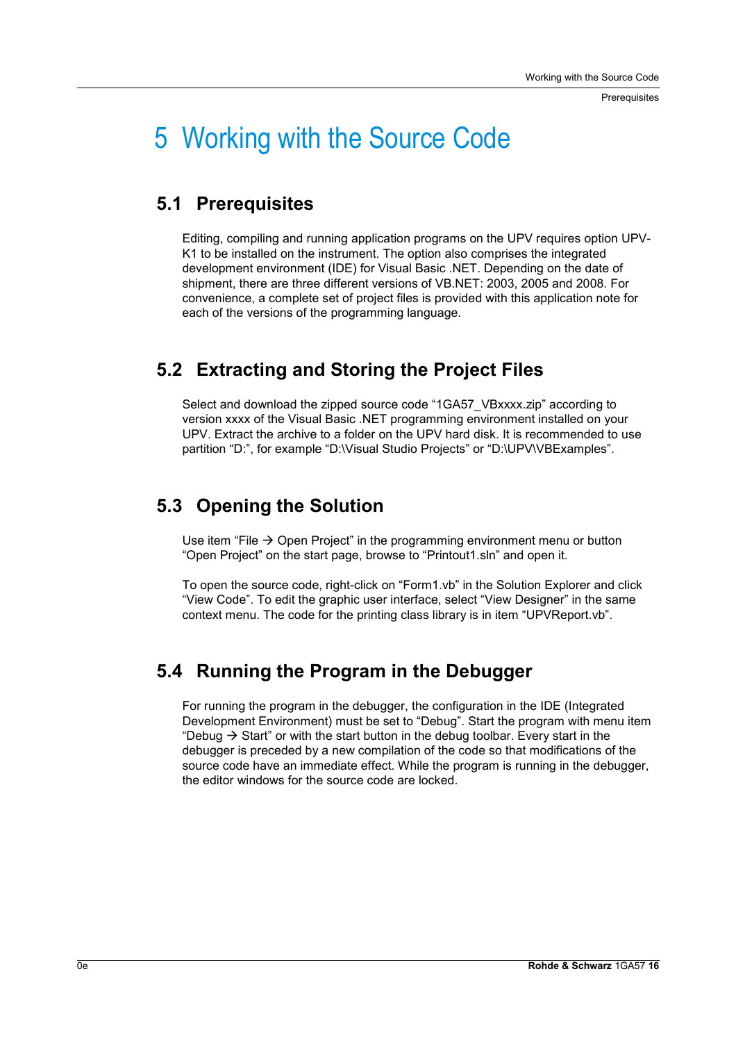# 5 Working with the Source Code

## 5.1 Prerequisites

Editing, compiling and running application programs on the UPV requires option UPV-K1 to be installed on the instrument. The option also comprises the integrated development environment (IDE) for Visual Basic .NET. Depending on the date of shipment, there are three different versions of VB.NET: 2003, 2005 and 2008. For convenience, a complete set of project files is provided with this application note for each of the versions of the programming language.

## 5.2 Extracting and Storing the Project Files

Select and download the zipped source code "1GA57_VBxxxx.zip" according to version xxxx of the Visual Basic .NET programming environment installed on your UPV. Extract the archive to a folder on the UPV hard disk. It is recommended to use partition "D:", for example "D:\Visual Studio Projects" or "D:\UPV\VBExamples".

## 5.3 Opening the Solution

Use item "File → Open Project" in the programming environment menu or button "Open Project" on the start page, browse to "Printout1.sln" and open it.

To open the source code, right-click on "Form1.vb" in the Solution Explorer and click "View Code". To edit the graphic user interface, select "View Designer" in the same context menu. The code for the printing class library is in item "UPVReport.vb".

## 5.4 Running the Program in the Debugger

For running the program in the debugger, the configuration in the IDE (Integrated Development Environment) must be set to "Debug". Start the program with menu item "Debug → Start" or with the start button in the debug toolbar. Every start in the debugger is preceded by a new compilation of the code so that modifications of the source code have an immediate effect. While the program is running in the debugger, the editor windows for the source code are locked.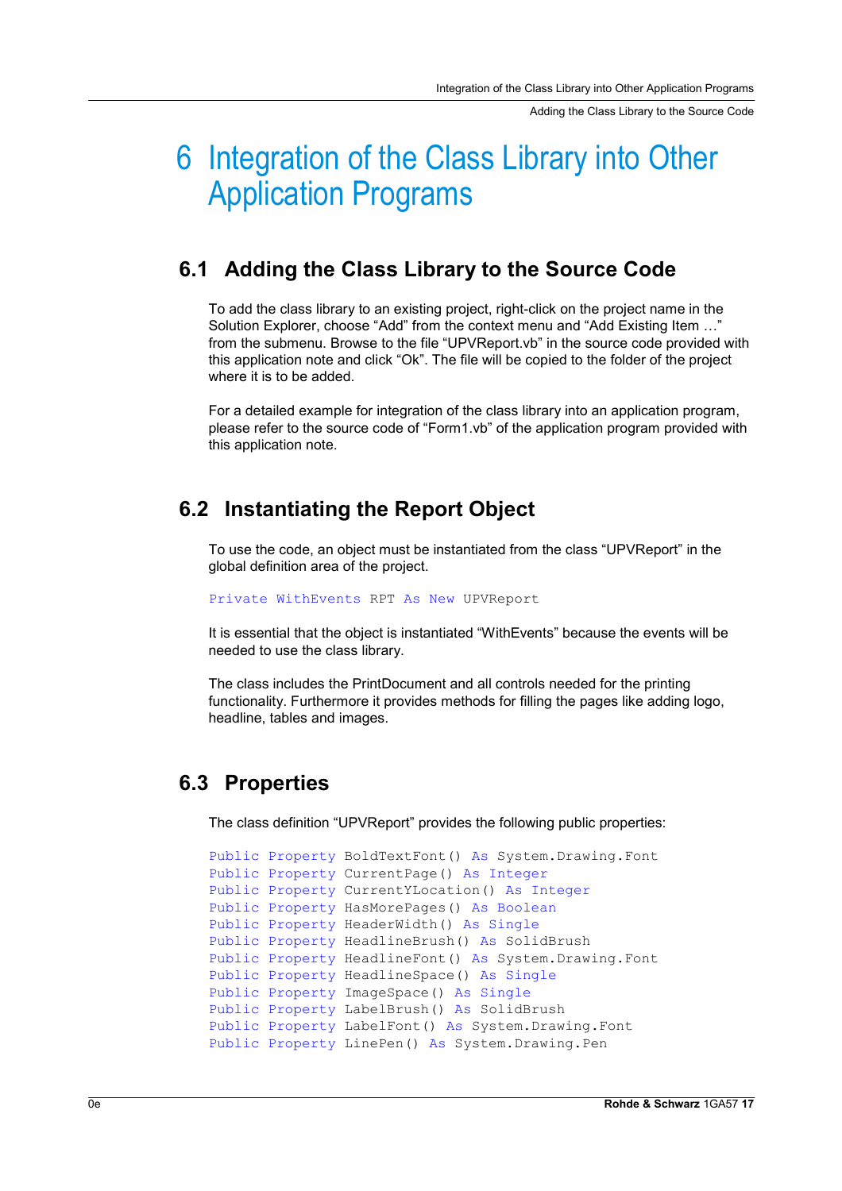# 6 Integration of the Class Library into Other Application Programs

## 6.1 Adding the Class Library to the Source Code

To add the class library to an existing project, right-click on the project name in the Solution Explorer, choose “Add” from the context menu and “Add Existing Item …” from the submenu. Browse to the file “UPVReport.vb” in the source code provided with this application note and click “Ok”. The file will be copied to the folder of the project where it is to be added.

For a detailed example for integration of the class library into an application program, please refer to the source code of “Form1.vb” of the application program provided with this application note.

## 6.2 Instantiating the Report Object

To use the code, an object must be instantiated from the class “UPVReport” in the global definition area of the project.

```
Private WithEvents RPT As New UPVReport
```

It is essential that the object is instantiated “WithEvents” because the events will be needed to use the class library.

The class includes the PrintDocument and all controls needed for the printing functionality. Furthermore it provides methods for filling the pages like adding logo, headline, tables and images.

## 6.3 Properties

The class definition “UPVReport” provides the following public properties:

```
Public Property BoldTextFont() As System.Drawing.Font
Public Property CurrentPage() As Integer
Public Property CurrentYLocation() As Integer
Public Property HasMorePages() As Boolean
Public Property HeaderWidth() As Single
Public Property HeadlineBrush() As SolidBrush
Public Property HeadlineFont() As System.Drawing.Font
Public Property HeadlineSpace() As Single
Public Property ImageSpace() As Single
Public Property LabelBrush() As SolidBrush
Public Property LabelFont() As System.Drawing.Font
Public Property LinePen() As System.Drawing.Pen
```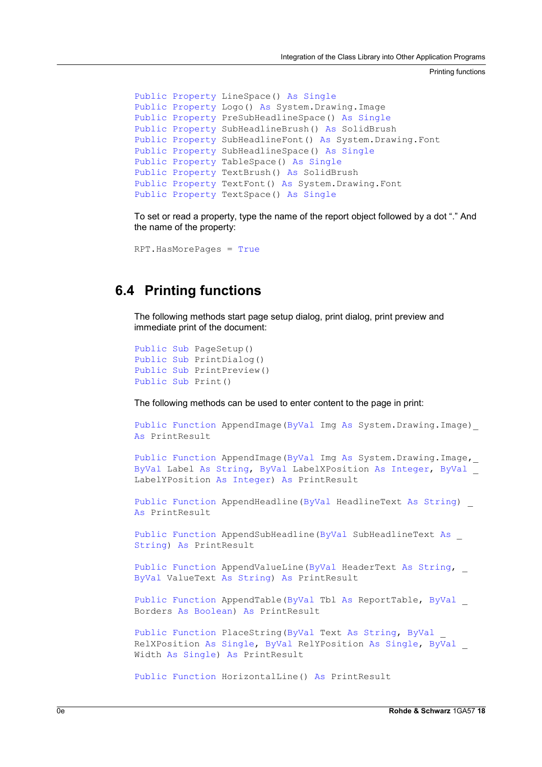```
Public Property LineSpace() As Single
Public Property Logo() As System.Drawing.Image
Public Property PreSubHeadlineSpace() As Single
Public Property SubHeadlineBrush() As SolidBrush
Public Property SubHeadlineFont() As System.Drawing.Font
Public Property SubHeadlineSpace() As Single
Public Property TableSpace() As Single
Public Property TextBrush() As SolidBrush
Public Property TextFont() As System.Drawing.Font
Public Property TextSpace() As Single
```

To set or read a property, type the name of the report object followed by a dot "." And the name of the property:

```
RPT.HasMorePages = True
```

## 6.4 Printing functions

The following methods start page setup dialog, print dialog, print preview and immediate print of the document:

```
Public Sub PageSetup()
Public Sub PrintDialog()
Public Sub PrintPreview()
Public Sub Print()
```

The following methods can be used to enter content to the page in print:

```
Public Function AppendImage(ByVal Img As System.Drawing.Image)_
As PrintResult

Public Function AppendImage(ByVal Img As System.Drawing.Image,_
ByVal Label As String, ByVal LabelXPosition As Integer, ByVal _
LabelYPosition As Integer) As PrintResult

Public Function AppendHeadline(ByVal HeadlineText As String) _
As PrintResult

Public Function AppendSubHeadline(ByVal SubHeadlineText As _
String) As PrintResult

Public Function AppendValueLine(ByVal HeaderText As String, _
ByVal ValueText As String) As PrintResult

Public Function AppendTable(ByVal Tbl As ReportTable, ByVal _
Borders As Boolean) As PrintResult

Public Function PlaceString(ByVal Text As String, ByVal _
RelXPosition As Single, ByVal RelYPosition As Single, ByVal _
Width As Single) As PrintResult

Public Function HorizontalLine() As PrintResult
```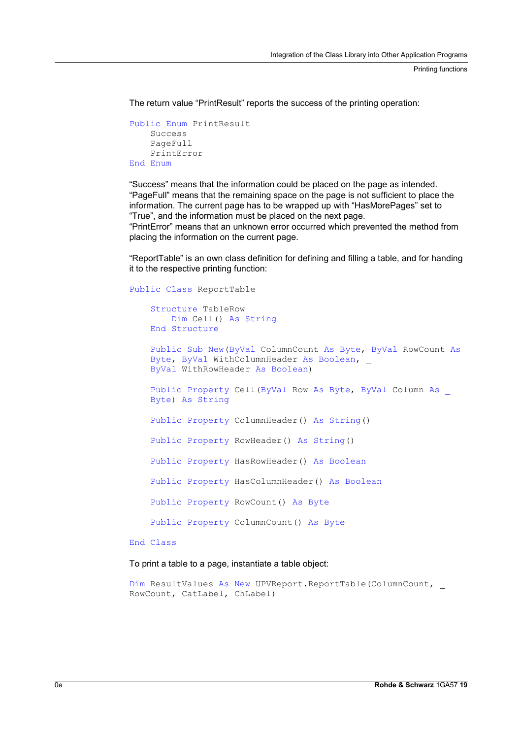The return value “PrintResult” reports the success of the printing operation:

```
Public Enum PrintResult
    Success
    PageFull
    PrintError
End Enum
```

“Success” means that the information could be placed on the page as intended.
“PageFull” means that the remaining space on the page is not sufficient to place the information. The current page has to be wrapped up with “HasMorePages” set to “True”, and the information must be placed on the next page.
“PrintError” means that an unknown error occurred which prevented the method from placing the information on the current page.

“ReportTable” is an own class definition for defining and filling a table, and for handing it to the respective printing function:

```
Public Class ReportTable

    Structure TableRow
        Dim Cell() As String
    End Structure

    Public Sub New(ByVal ColumnCount As Byte, ByVal RowCount As_
    Byte, ByVal WithColumnHeader As Boolean, _
    ByVal WithRowHeader As Boolean)

    Public Property Cell(ByVal Row As Byte, ByVal Column As _
    Byte) As String

    Public Property ColumnHeader() As String()

    Public Property RowHeader() As String()

    Public Property HasRowHeader() As Boolean

    Public Property HasColumnHeader() As Boolean

    Public Property RowCount() As Byte

    Public Property ColumnCount() As Byte

End Class
```

To print a table to a page, instantiate a table object:

```
Dim ResultValues As New UPVReport.ReportTable(ColumnCount, _
RowCount, CatLabel, ChLabel)
```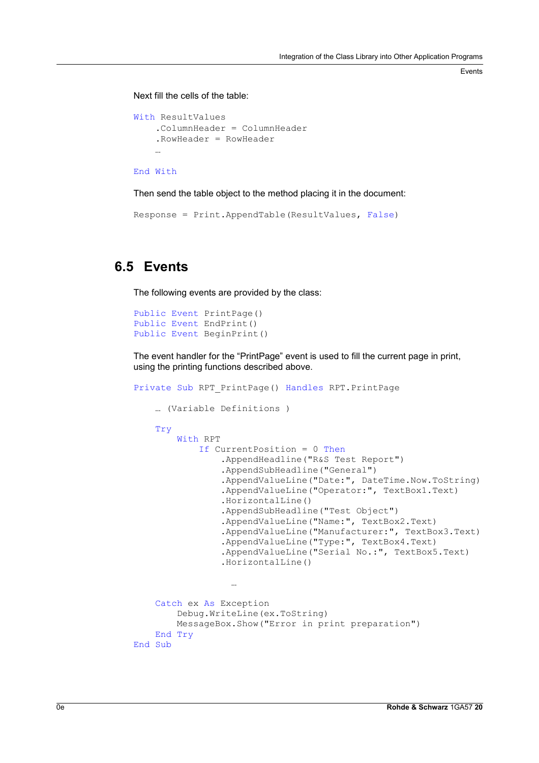Next fill the cells of the table:

```
With ResultValues
    .ColumnHeader = ColumnHeader
    .RowHeader = RowHeader
    …

End With
```

Then send the table object to the method placing it in the document:

```
Response = Print.AppendTable(ResultValues, False)
```

## 6.5 Events

The following events are provided by the class:

```
Public Event PrintPage()
Public Event EndPrint()
Public Event BeginPrint()
```

The event handler for the “PrintPage” event is used to fill the current page in print, using the printing functions described above.

```
Private Sub RPT_PrintPage() Handles RPT.PrintPage

    … (Variable Definitions )

    Try
        With RPT
            If CurrentPosition = 0 Then
                .AppendHeadline("R&S Test Report")
                .AppendSubHeadline("General")
                .AppendValueLine("Date:", DateTime.Now.ToString)
                .AppendValueLine("Operator:", TextBox1.Text)
                .HorizontalLine()
                .AppendSubHeadline("Test Object")
                .AppendValueLine("Name:", TextBox2.Text)
                .AppendValueLine("Manufacturer:", TextBox3.Text)
                .AppendValueLine("Type:", TextBox4.Text)
                .AppendValueLine("Serial No.:", TextBox5.Text)
                .HorizontalLine()

                  …

    Catch ex As Exception
        Debug.WriteLine(ex.ToString)
        MessageBox.Show("Error in print preparation")
    End Try
End Sub
```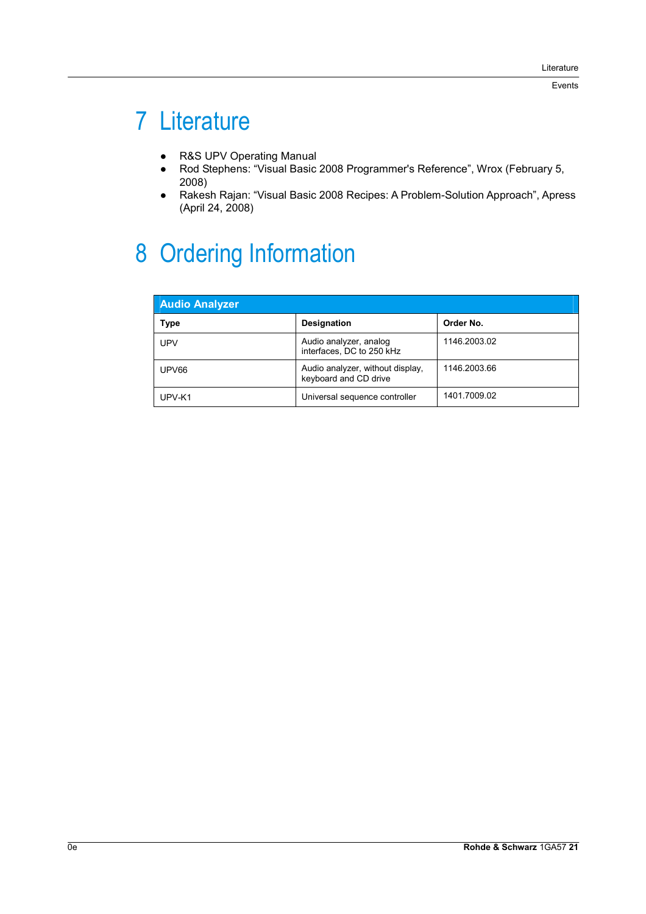# 7 Literature

- R&S UPV Operating Manual
- Rod Stephens: “Visual Basic 2008 Programmer's Reference”, Wrox (February 5, 2008)
- Rakesh Rajan: “Visual Basic 2008 Recipes: A Problem-Solution Approach”, Apress (April 24, 2008)

# 8 Ordering Information

| **Audio Analyzer** | | |
|---|---|---|
| **Type** | **Designation** | **Order No.** |
| UPV | Audio analyzer, analog interfaces, DC to 250 kHz | 1146.2003.02 |
| UPV66 | Audio analyzer, without display, keyboard and CD drive | 1146.2003.66 |
| UPV-K1 | Universal sequence controller | 1401.7009.02 |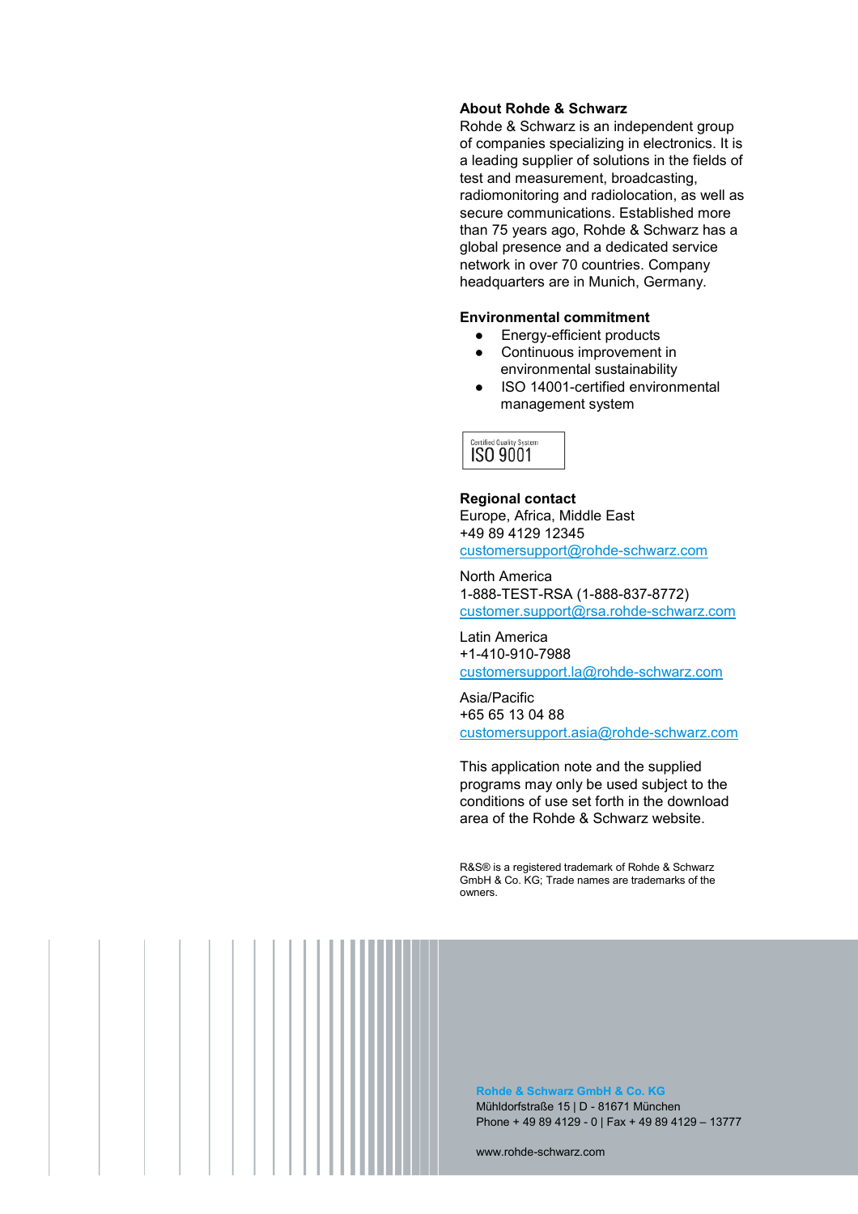## About Rohde & Schwarz

Rohde & Schwarz is an independent group of companies specializing in electronics. It is a leading supplier of solutions in the fields of test and measurement, broadcasting, radiomonitoring and radiolocation, as well as secure communications. Established more than 75 years ago, Rohde & Schwarz has a global presence and a dedicated service network in over 70 countries. Company headquarters are in Munich, Germany.

## Environmental commitment

- Energy-efficient products
- Continuous improvement in environmental sustainability
- ISO 14001-certified environmental management system

Certified Quality System
ISO 9001

## Regional contact

Europe, Africa, Middle East
+49 89 4129 12345
customersupport@rohde-schwarz.com

North America
1-888-TEST-RSA (1-888-837-8772)
customer.support@rsa.rohde-schwarz.com

Latin America
+1-410-910-7988
customersupport.la@rohde-schwarz.com

Asia/Pacific
+65 65 13 04 88
customersupport.asia@rohde-schwarz.com

This application note and the supplied programs may only be used subject to the conditions of use set forth in the download area of the Rohde & Schwarz website.

R&S® is a registered trademark of Rohde & Schwarz GmbH & Co. KG; Trade names are trademarks of the owners.

**Rohde & Schwarz GmbH & Co. KG**
Mühldorfstraße 15 | D - 81671 München
Phone + 49 89 4129 - 0 | Fax + 49 89 4129 – 13777

www.rohde-schwarz.com